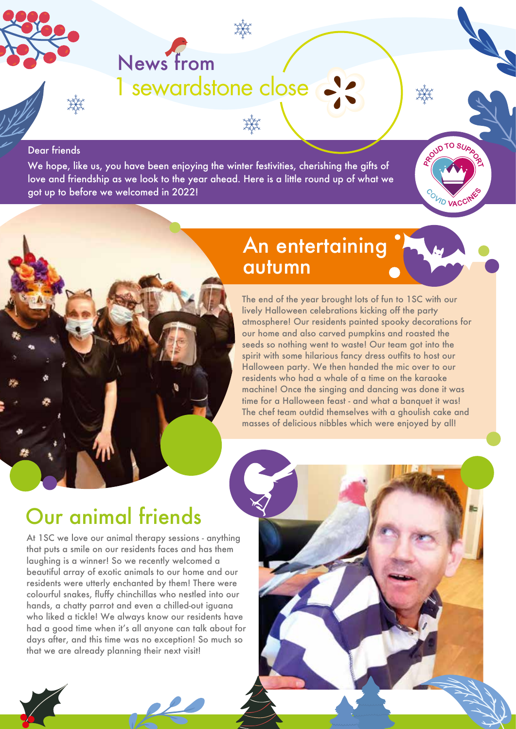# News from
# 1 sewardstone close

Dear friends

We hope, like us, you have been enjoying the winter festivities, cherishing the gifts of love and friendship as we look to the year ahead. Here is a little round up of what we got up to before we welcomed in 2022!

PROUD TO SUPPORT COVID VACCINES

## An entertaining autumn

The end of the year brought lots of fun to 1SC with our lively Halloween celebrations kicking off the party atmosphere! Our residents painted spooky decorations for our home and also carved pumpkins and roasted the seeds so nothing went to waste! Our team got into the spirit with some hilarious fancy dress outfits to host our Halloween party. We then handed the mic over to our residents who had a whale of a time on the karaoke machine! Once the singing and dancing was done it was time for a Halloween feast - and what a banquet it was! The chef team outdid themselves with a ghoulish cake and masses of delicious nibbles which were enjoyed by all!

## Our animal friends

At 1SC we love our animal therapy sessions - anything that puts a smile on our residents faces and has them laughing is a winner! So we recently welcomed a beautiful array of exotic animals to our home and our residents were utterly enchanted by them! There were colourful snakes, fluffy chinchillas who nestled into our hands, a chatty parrot and even a chilled-out iguana who liked a tickle! We always know our residents have had a good time when it's all anyone can talk about for days after, and this time was no exception! So much so that we are already planning their next visit!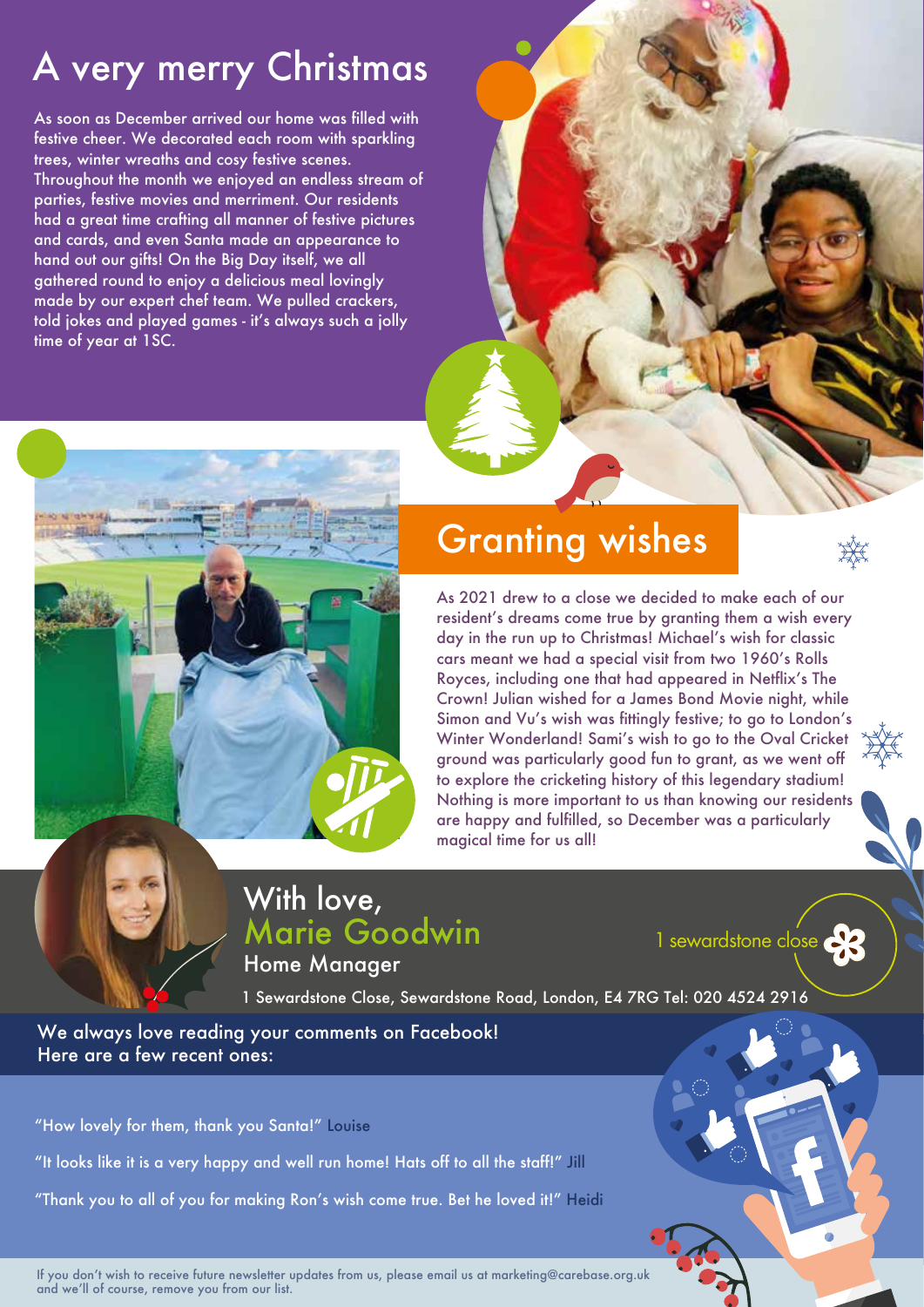# A very merry Christmas

As soon as December arrived our home was filled with festive cheer. We decorated each room with sparkling trees, winter wreaths and cosy festive scenes. Throughout the month we enjoyed an endless stream of parties, festive movies and merriment. Our residents had a great time crafting all manner of festive pictures and cards, and even Santa made an appearance to hand out our gifts! On the Big Day itself, we all gathered round to enjoy a delicious meal lovingly made by our expert chef team. We pulled crackers, told jokes and played games - it's always such a jolly time of year at 1SC.

# Granting wishes

As 2021 drew to a close we decided to make each of our resident's dreams come true by granting them a wish every day in the run up to Christmas! Michael's wish for classic cars meant we had a special visit from two 1960's Rolls Royces, including one that had appeared in Netflix's The Crown! Julian wished for a James Bond Movie night, while Simon and Vu's wish was fittingly festive; to go to London's Winter Wonderland! Sami's wish to go to the Oval Cricket ground was particularly good fun to grant, as we went off to explore the cricketing history of this legendary stadium! Nothing is more important to us than knowing our residents are happy and fulfilled, so December was a particularly magical time for us all!

With love,
Marie Goodwin
Home Manager

1 sewardstone close

1 Sewardstone Close, Sewardstone Road, London, E4 7RG Tel: 020 4524 2916

We always love reading your comments on Facebook!
Here are a few recent ones:

"How lovely for them, thank you Santa!" Louise

"It looks like it is a very happy and well run home! Hats off to all the staff!" Jill

"Thank you to all of you for making Ron's wish come true. Bet he loved it!" Heidi

If you don't wish to receive future newsletter updates from us, please email us at marketing@carebase.org.uk and we'll of course, remove you from our list.